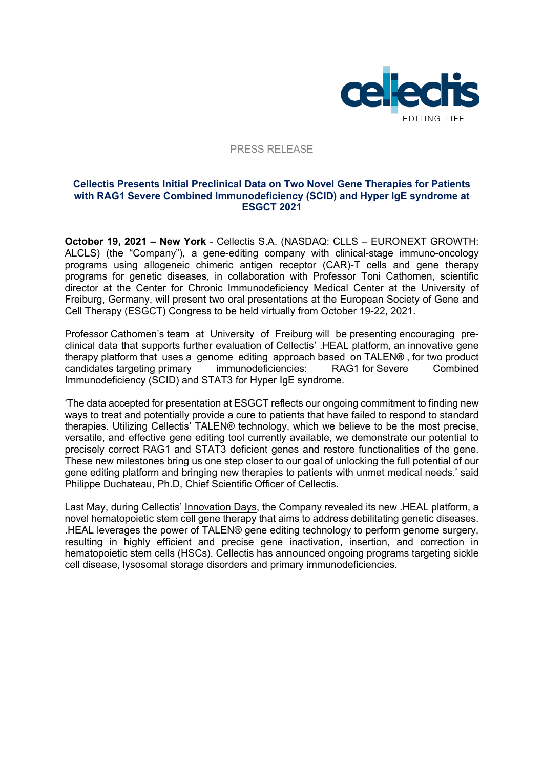PRESS RELEASE

## Cellectis Presents Initial Preclinical Data on Two Novel Gene Therapies for Patients with RAG1 Severe Combined Immunodeficiency (SCID) and Hyper IgE syndrome at ESGCT 2021

**October 19, 2021 – New York** - Cellectis S.A. (NASDAQ: CLLS – EURONEXT GROWTH: ALCLS) (the "Company"), a gene-editing company with clinical-stage immuno-oncology programs using allogeneic chimeric antigen receptor (CAR)-T cells and gene therapy programs for genetic diseases, in collaboration with Professor Toni Cathomen, scientific director at the Center for Chronic Immunodeficiency Medical Center at the University of Freiburg, Germany, will present two oral presentations at the European Society of Gene and Cell Therapy (ESGCT) Congress to be held virtually from October 19-22, 2021.

Professor Cathomen's team at University of Freiburg will be presenting encouraging pre-clinical data that supports further evaluation of Cellectis' .HEAL platform, an innovative gene therapy platform that uses a genome editing approach based on TALEN**®**, for two product candidates targeting primary immunodeficiencies: RAG1 for Severe Combined Immunodeficiency (SCID) and STAT3 for Hyper IgE syndrome.

'The data accepted for presentation at ESGCT reflects our ongoing commitment to finding new ways to treat and potentially provide a cure to patients that have failed to respond to standard therapies. Utilizing Cellectis' TALEN® technology, which we believe to be the most precise, versatile, and effective gene editing tool currently available, we demonstrate our potential to precisely correct RAG1 and STAT3 deficient genes and restore functionalities of the gene. These new milestones bring us one step closer to our goal of unlocking the full potential of our gene editing platform and bringing new therapies to patients with unmet medical needs.' said Philippe Duchateau, Ph.D, Chief Scientific Officer of Cellectis.

Last May, during Cellectis' Innovation Days, the Company revealed its new .HEAL platform, a novel hematopoietic stem cell gene therapy that aims to address debilitating genetic diseases. .HEAL leverages the power of TALEN® gene editing technology to perform genome surgery, resulting in highly efficient and precise gene inactivation, insertion, and correction in hematopoietic stem cells (HSCs). Cellectis has announced ongoing programs targeting sickle cell disease, lysosomal storage disorders and primary immunodeficiencies.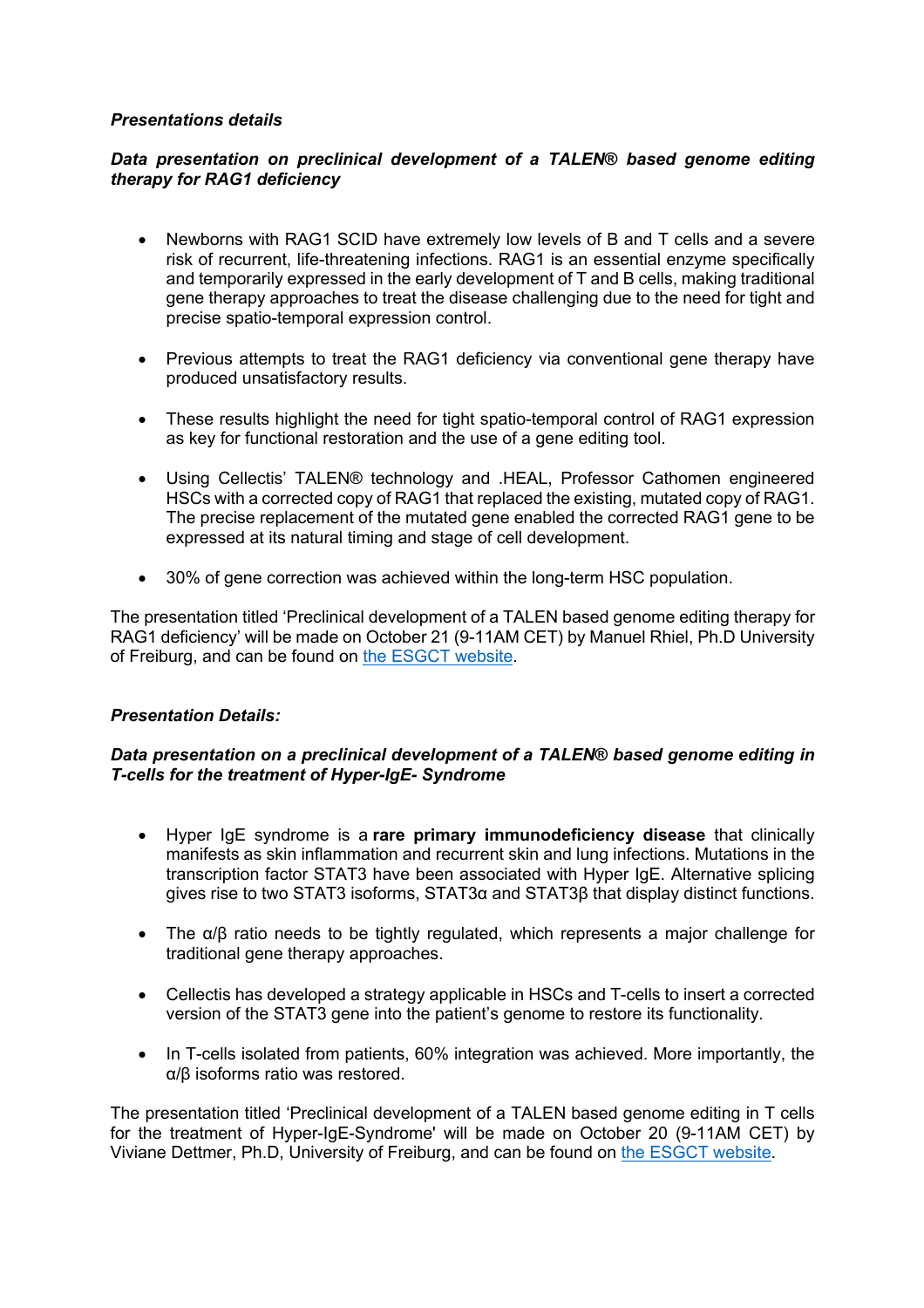***Presentations details***

***Data presentation on preclinical development of a TALEN® based genome editing therapy for RAG1 deficiency***

- Newborns with RAG1 SCID have extremely low levels of B and T cells and a severe risk of recurrent, life-threatening infections. RAG1 is an essential enzyme specifically and temporarily expressed in the early development of T and B cells, making traditional gene therapy approaches to treat the disease challenging due to the need for tight and precise spatio-temporal expression control.

- Previous attempts to treat the RAG1 deficiency via conventional gene therapy have produced unsatisfactory results.

- These results highlight the need for tight spatio-temporal control of RAG1 expression as key for functional restoration and the use of a gene editing tool.

- Using Cellectis' TALEN® technology and .HEAL, Professor Cathomen engineered HSCs with a corrected copy of RAG1 that replaced the existing, mutated copy of RAG1. The precise replacement of the mutated gene enabled the corrected RAG1 gene to be expressed at its natural timing and stage of cell development.

- 30% of gene correction was achieved within the long-term HSC population.

The presentation titled 'Preclinical development of a TALEN based genome editing therapy for RAG1 deficiency' will be made on October 21 (9-11AM CET) by Manuel Rhiel, Ph.D University of Freiburg, and can be found on [the ESGCT website](#).

***Presentation Details:***

***Data presentation on a preclinical development of a TALEN® based genome editing in T-cells for the treatment of Hyper-IgE- Syndrome***

- Hyper IgE syndrome is a **rare primary immunodeficiency disease** that clinically manifests as skin inflammation and recurrent skin and lung infections. Mutations in the transcription factor STAT3 have been associated with Hyper IgE. Alternative splicing gives rise to two STAT3 isoforms, STAT3α and STAT3β that display distinct functions.

- The α/β ratio needs to be tightly regulated, which represents a major challenge for traditional gene therapy approaches.

- Cellectis has developed a strategy applicable in HSCs and T-cells to insert a corrected version of the STAT3 gene into the patient's genome to restore its functionality.

- In T-cells isolated from patients, 60% integration was achieved. More importantly, the α/β isoforms ratio was restored.

The presentation titled 'Preclinical development of a TALEN based genome editing in T cells for the treatment of Hyper-IgE-Syndrome' will be made on October 20 (9-11AM CET) by Viviane Dettmer, Ph.D, University of Freiburg, and can be found on [the ESGCT website](#).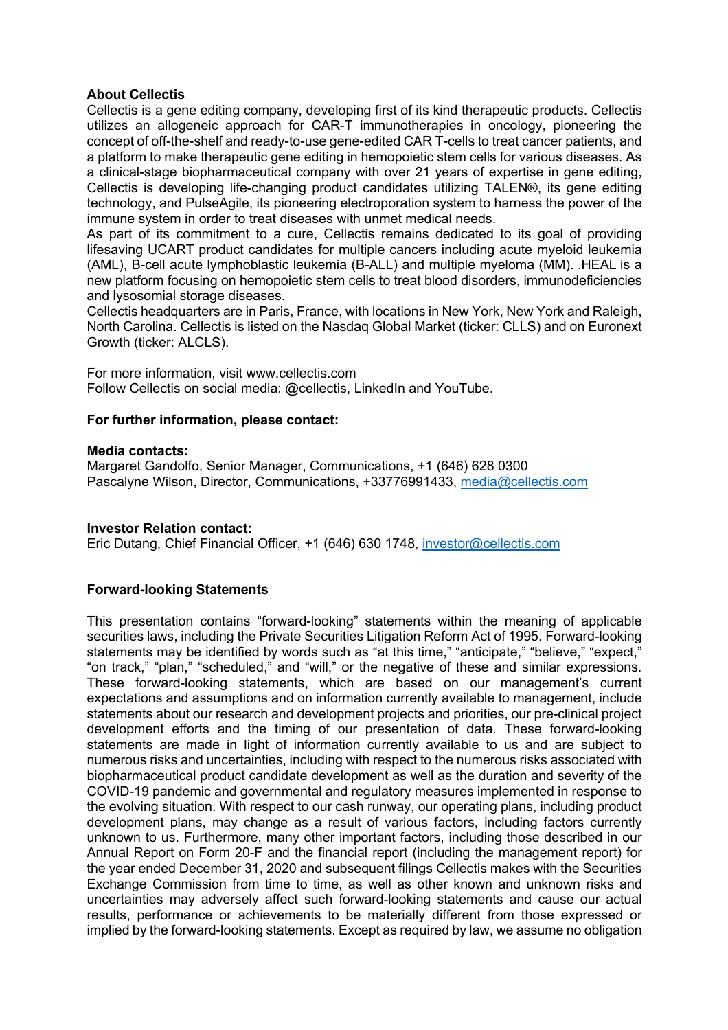**About Cellectis**

Cellectis is a gene editing company, developing first of its kind therapeutic products. Cellectis utilizes an allogeneic approach for CAR-T immunotherapies in oncology, pioneering the concept of off-the-shelf and ready-to-use gene-edited CAR T-cells to treat cancer patients, and a platform to make therapeutic gene editing in hemopoietic stem cells for various diseases. As a clinical-stage biopharmaceutical company with over 21 years of expertise in gene editing, Cellectis is developing life-changing product candidates utilizing TALEN®, its gene editing technology, and PulseAgile, its pioneering electroporation system to harness the power of the immune system in order to treat diseases with unmet medical needs.

As part of its commitment to a cure, Cellectis remains dedicated to its goal of providing lifesaving UCART product candidates for multiple cancers including acute myeloid leukemia (AML), B-cell acute lymphoblastic leukemia (B-ALL) and multiple myeloma (MM). .HEAL is a new platform focusing on hemopoietic stem cells to treat blood disorders, immunodeficiencies and lysosomial storage diseases.

Cellectis headquarters are in Paris, France, with locations in New York, New York and Raleigh, North Carolina. Cellectis is listed on the Nasdaq Global Market (ticker: CLLS) and on Euronext Growth (ticker: ALCLS).

For more information, visit www.cellectis.com

Follow Cellectis on social media: @cellectis, LinkedIn and YouTube.

**For further information, please contact:**

**Media contacts:**

Margaret Gandolfo, Senior Manager, Communications, +1 (646) 628 0300

Pascalyne Wilson, Director, Communications, +33776991433, media@cellectis.com

**Investor Relation contact:**

Eric Dutang, Chief Financial Officer, +1 (646) 630 1748, investor@cellectis.com

**Forward-looking Statements**

This presentation contains “forward-looking” statements within the meaning of applicable securities laws, including the Private Securities Litigation Reform Act of 1995. Forward-looking statements may be identified by words such as “at this time,” “anticipate,” “believe,” “expect,” “on track,” “plan,” “scheduled,” and “will,” or the negative of these and similar expressions. These forward-looking statements, which are based on our management’s current expectations and assumptions and on information currently available to management, include statements about our research and development projects and priorities, our pre-clinical project development efforts and the timing of our presentation of data. These forward-looking statements are made in light of information currently available to us and are subject to numerous risks and uncertainties, including with respect to the numerous risks associated with biopharmaceutical product candidate development as well as the duration and severity of the COVID-19 pandemic and governmental and regulatory measures implemented in response to the evolving situation. With respect to our cash runway, our operating plans, including product development plans, may change as a result of various factors, including factors currently unknown to us. Furthermore, many other important factors, including those described in our Annual Report on Form 20-F and the financial report (including the management report) for the year ended December 31, 2020 and subsequent filings Cellectis makes with the Securities Exchange Commission from time to time, as well as other known and unknown risks and uncertainties may adversely affect such forward-looking statements and cause our actual results, performance or achievements to be materially different from those expressed or implied by the forward-looking statements. Except as required by law, we assume no obligation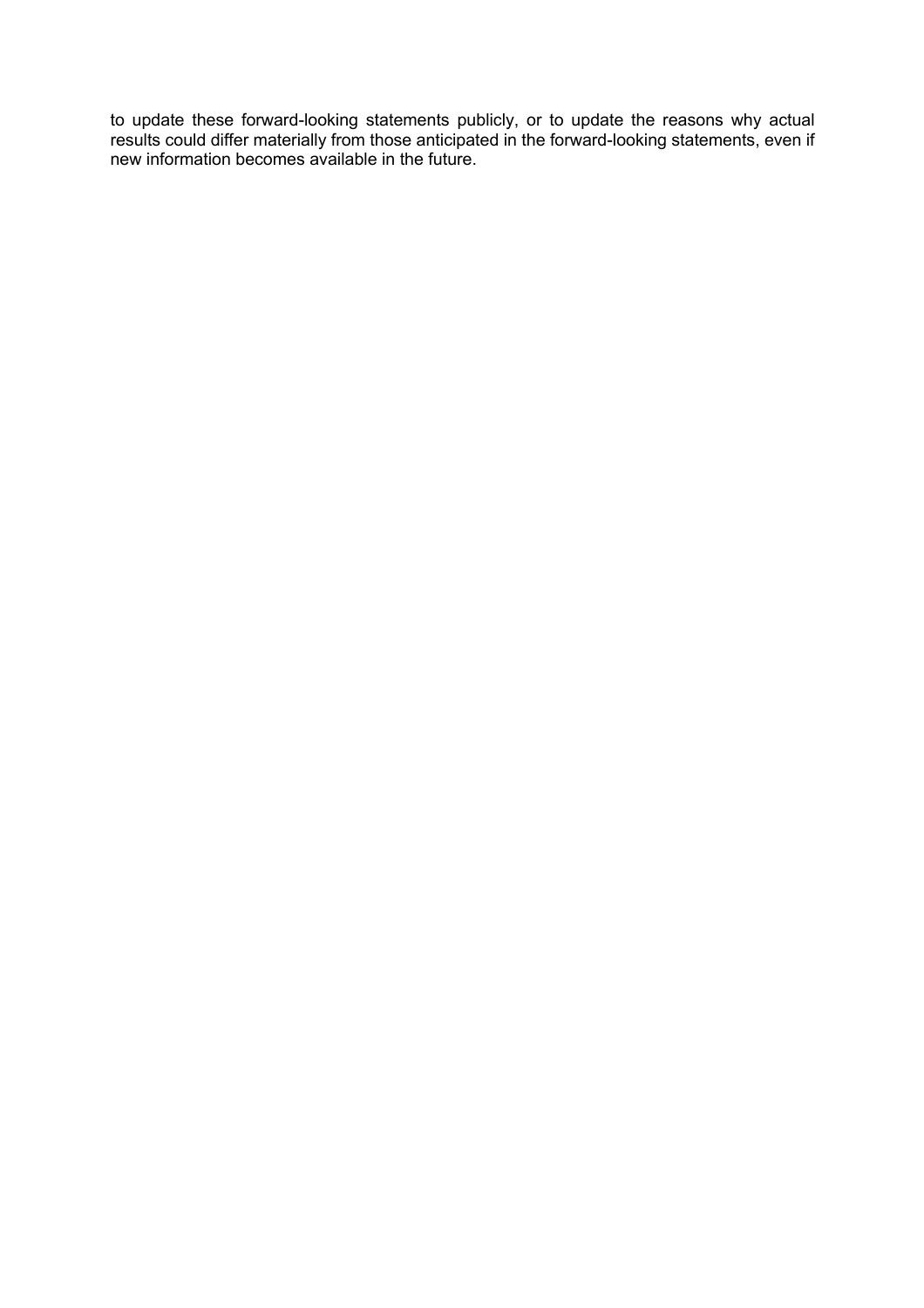to update these forward-looking statements publicly, or to update the reasons why actual results could differ materially from those anticipated in the forward-looking statements, even if new information becomes available in the future.